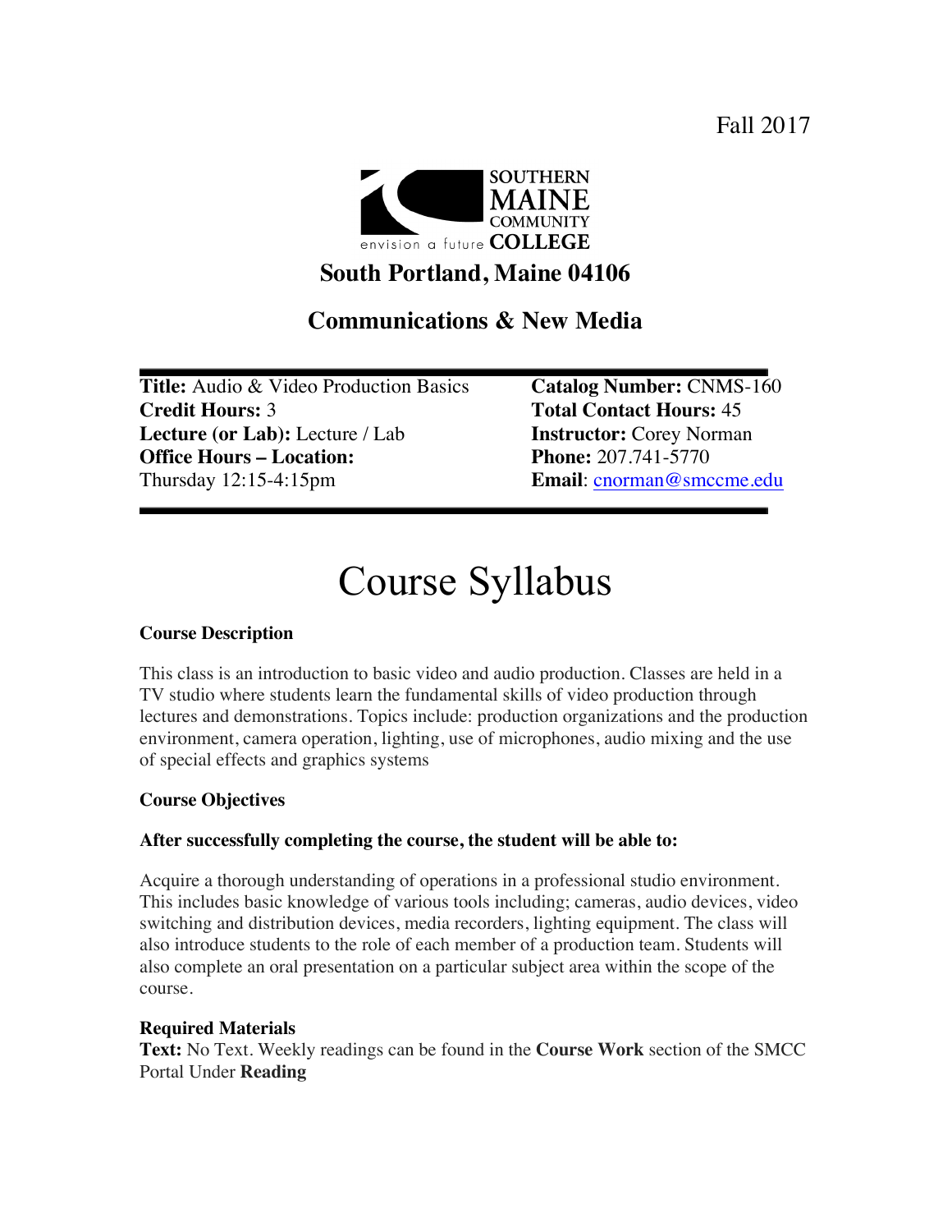Fall 2017

SOUTHERN MAINE COMMUNITY COLLEGE

envision a future

**South Portland, Maine 04106**

## Communications & New Media

**Title:** Audio & Video Production Basics
**Credit Hours:** 3
**Lecture (or Lab):** Lecture / Lab
**Office Hours – Location:**
Thursday 12:15-4:15pm

**Catalog Number:** CNMS-160
**Total Contact Hours:** 45
**Instructor:** Corey Norman
**Phone:** 207.741-5770
**Email**: cnorman@smccme.edu

# Course Syllabus

**Course Description**

This class is an introduction to basic video and audio production. Classes are held in a TV studio where students learn the fundamental skills of video production through lectures and demonstrations. Topics include: production organizations and the production environment, camera operation, lighting, use of microphones, audio mixing and the use of special effects and graphics systems

**Course Objectives**

**After successfully completing the course, the student will be able to:**

Acquire a thorough understanding of operations in a professional studio environment. This includes basic knowledge of various tools including; cameras, audio devices, video switching and distribution devices, media recorders, lighting equipment. The class will also introduce students to the role of each member of a production team. Students will also complete an oral presentation on a particular subject area within the scope of the course.

**Required Materials**
**Text:** No Text. Weekly readings can be found in the **Course Work** section of the SMCC Portal Under **Reading**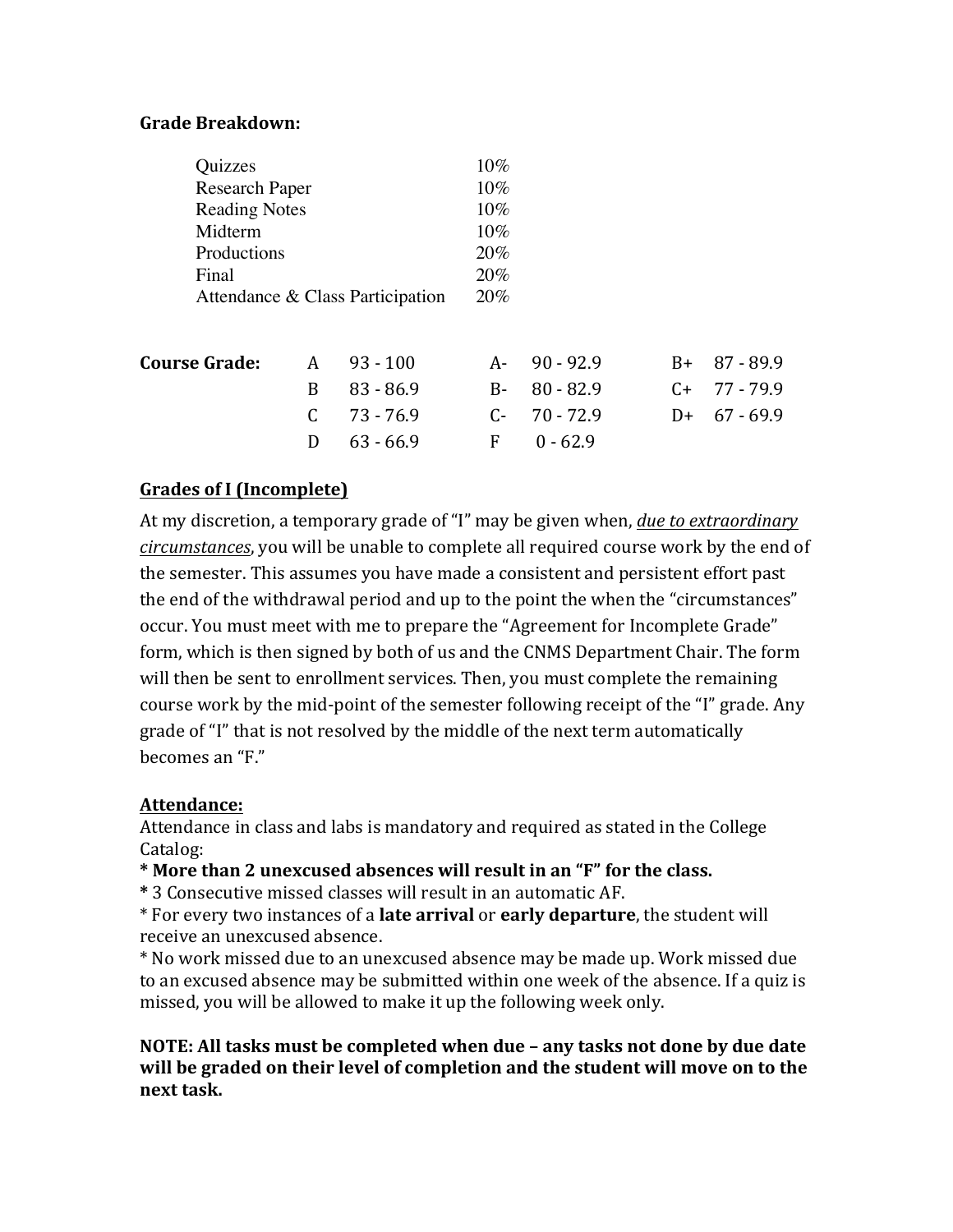**Grade Breakdown:**

| | |
|---|---|
| Quizzes | 10% |
| Research Paper | 10% |
| Reading Notes | 10% |
| Midterm | 10% |
| Productions | 20% |
| Final | 20% |
| Attendance & Class Participation | 20% |

| **Course Grade:** | | | | | | |
|---|---|---|---|---|---|---|
| A | 93 - 100 | A- | 90 - 92.9 | B+ | 87 - 89.9 |
| B | 83 - 86.9 | B- | 80 - 82.9 | C+ | 77 - 79.9 |
| C | 73 - 76.9 | C- | 70 - 72.9 | D+ | 67 - 69.9 |
| D | 63 - 66.9 | F | 0 - 62.9 | | |

**Grades of I (Incomplete)**

At my discretion, a temporary grade of "I" may be given when, *due to extraordinary circumstances*, you will be unable to complete all required course work by the end of the semester. This assumes you have made a consistent and persistent effort past the end of the withdrawal period and up to the point the when the "circumstances" occur. You must meet with me to prepare the "Agreement for Incomplete Grade" form, which is then signed by both of us and the CNMS Department Chair. The form will then be sent to enrollment services. Then, you must complete the remaining course work by the mid-point of the semester following receipt of the "I" grade. Any grade of "I" that is not resolved by the middle of the next term automatically becomes an "F."

**Attendance:**

Attendance in class and labs is mandatory and required as stated in the College Catalog:

**\* More than 2 unexcused absences will result in an "F" for the class.**

**\*** 3 Consecutive missed classes will result in an automatic AF.

\* For every two instances of a **late arrival** or **early departure**, the student will receive an unexcused absence.

\* No work missed due to an unexcused absence may be made up. Work missed due to an excused absence may be submitted within one week of the absence. If a quiz is missed, you will be allowed to make it up the following week only.

**NOTE: All tasks must be completed when due – any tasks not done by due date will be graded on their level of completion and the student will move on to the next task.**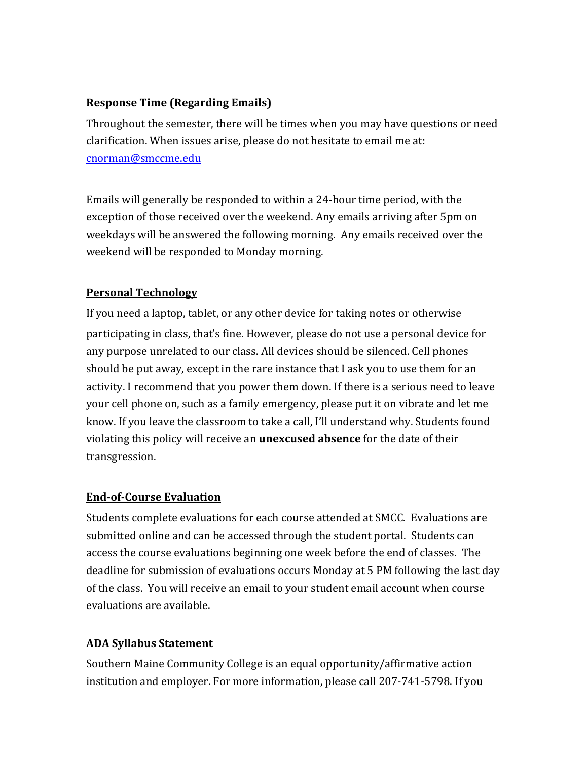**Response Time (Regarding Emails)**

Throughout the semester, there will be times when you may have questions or need clarification. When issues arise, please do not hesitate to email me at: cnorman@smccme.edu

Emails will generally be responded to within a 24-hour time period, with the exception of those received over the weekend. Any emails arriving after 5pm on weekdays will be answered the following morning. Any emails received over the weekend will be responded to Monday morning.

**Personal Technology**

If you need a laptop, tablet, or any other device for taking notes or otherwise participating in class, that's fine. However, please do not use a personal device for any purpose unrelated to our class. All devices should be silenced. Cell phones should be put away, except in the rare instance that I ask you to use them for an activity. I recommend that you power them down. If there is a serious need to leave your cell phone on, such as a family emergency, please put it on vibrate and let me know. If you leave the classroom to take a call, I'll understand why. Students found violating this policy will receive an **unexcused absence** for the date of their transgression.

**End-of-Course Evaluation**

Students complete evaluations for each course attended at SMCC. Evaluations are submitted online and can be accessed through the student portal. Students can access the course evaluations beginning one week before the end of classes. The deadline for submission of evaluations occurs Monday at 5 PM following the last day of the class. You will receive an email to your student email account when course evaluations are available.

**ADA Syllabus Statement**

Southern Maine Community College is an equal opportunity/affirmative action institution and employer. For more information, please call 207-741-5798. If you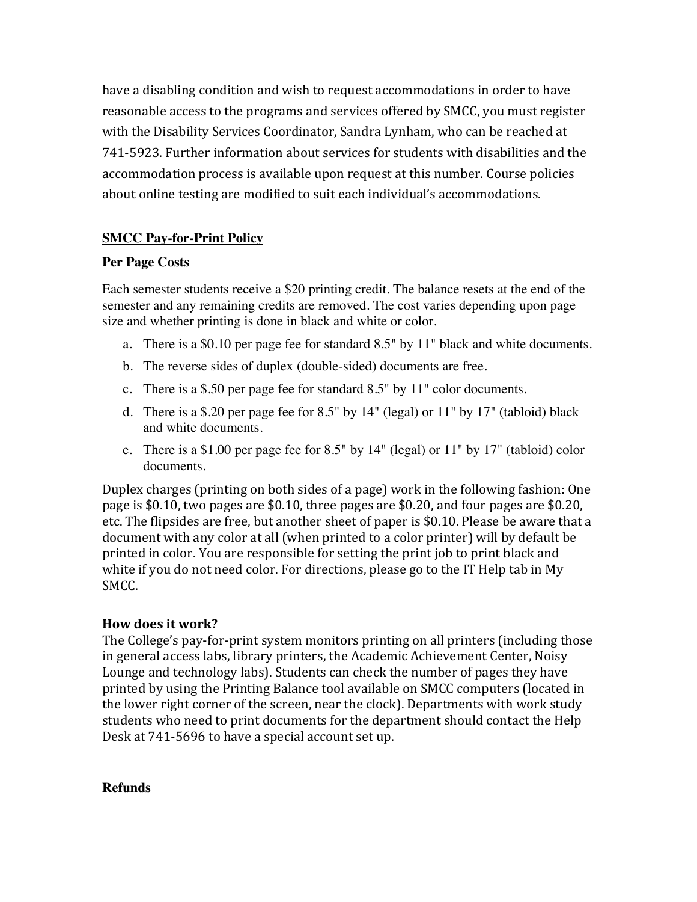have a disabling condition and wish to request accommodations in order to have reasonable access to the programs and services offered by SMCC, you must register with the Disability Services Coordinator, Sandra Lynham, who can be reached at 741-5923. Further information about services for students with disabilities and the accommodation process is available upon request at this number. Course policies about online testing are modified to suit each individual's accommodations.

## SMCC Pay-for-Print Policy

### Per Page Costs

Each semester students receive a $20 printing credit. The balance resets at the end of the semester and any remaining credits are removed. The cost varies depending upon page size and whether printing is done in black and white or color.

a. There is a $0.10 per page fee for standard 8.5" by 11" black and white documents.
b. The reverse sides of duplex (double-sided) documents are free.
c. There is a $.50 per page fee for standard 8.5" by 11" color documents.
d. There is a $.20 per page fee for 8.5" by 14" (legal) or 11" by 17" (tabloid) black and white documents.
e. There is a $1.00 per page fee for 8.5" by 14" (legal) or 11" by 17" (tabloid) color documents.

Duplex charges (printing on both sides of a page) work in the following fashion: One page is $0.10, two pages are $0.10, three pages are $0.20, and four pages are $0.20, etc. The flipsides are free, but another sheet of paper is $0.10. Please be aware that a document with any color at all (when printed to a color printer) will by default be printed in color. You are responsible for setting the print job to print black and white if you do not need color. For directions, please go to the IT Help tab in My SMCC.

### How does it work?

The College's pay-for-print system monitors printing on all printers (including those in general access labs, library printers, the Academic Achievement Center, Noisy Lounge and technology labs). Students can check the number of pages they have printed by using the Printing Balance tool available on SMCC computers (located in the lower right corner of the screen, near the clock). Departments with work study students who need to print documents for the department should contact the Help Desk at 741-5696 to have a special account set up.

### Refunds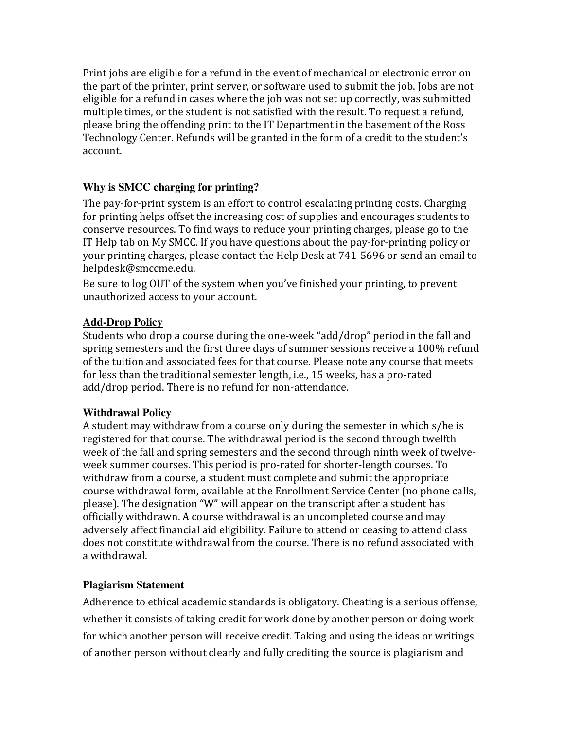Print jobs are eligible for a refund in the event of mechanical or electronic error on the part of the printer, print server, or software used to submit the job. Jobs are not eligible for a refund in cases where the job was not set up correctly, was submitted multiple times, or the student is not satisfied with the result. To request a refund, please bring the offending print to the IT Department in the basement of the Ross Technology Center. Refunds will be granted in the form of a credit to the student's account.

**Why is SMCC charging for printing?**

The pay-for-print system is an effort to control escalating printing costs. Charging for printing helps offset the increasing cost of supplies and encourages students to conserve resources. To find ways to reduce your printing charges, please go to the IT Help tab on My SMCC. If you have questions about the pay-for-printing policy or your printing charges, please contact the Help Desk at 741-5696 or send an email to helpdesk@smccme.edu.

Be sure to log OUT of the system when you've finished your printing, to prevent unauthorized access to your account.

**Add-Drop Policy**

Students who drop a course during the one-week "add/drop" period in the fall and spring semesters and the first three days of summer sessions receive a 100% refund of the tuition and associated fees for that course. Please note any course that meets for less than the traditional semester length, i.e., 15 weeks, has a pro-rated add/drop period. There is no refund for non-attendance.

**Withdrawal Policy**

A student may withdraw from a course only during the semester in which s/he is registered for that course. The withdrawal period is the second through twelfth week of the fall and spring semesters and the second through ninth week of twelve-week summer courses. This period is pro-rated for shorter-length courses. To withdraw from a course, a student must complete and submit the appropriate course withdrawal form, available at the Enrollment Service Center (no phone calls, please). The designation "W" will appear on the transcript after a student has officially withdrawn. A course withdrawal is an uncompleted course and may adversely affect financial aid eligibility. Failure to attend or ceasing to attend class does not constitute withdrawal from the course. There is no refund associated with a withdrawal.

**Plagiarism Statement**

Adherence to ethical academic standards is obligatory. Cheating is a serious offense, whether it consists of taking credit for work done by another person or doing work for which another person will receive credit. Taking and using the ideas or writings of another person without clearly and fully crediting the source is plagiarism and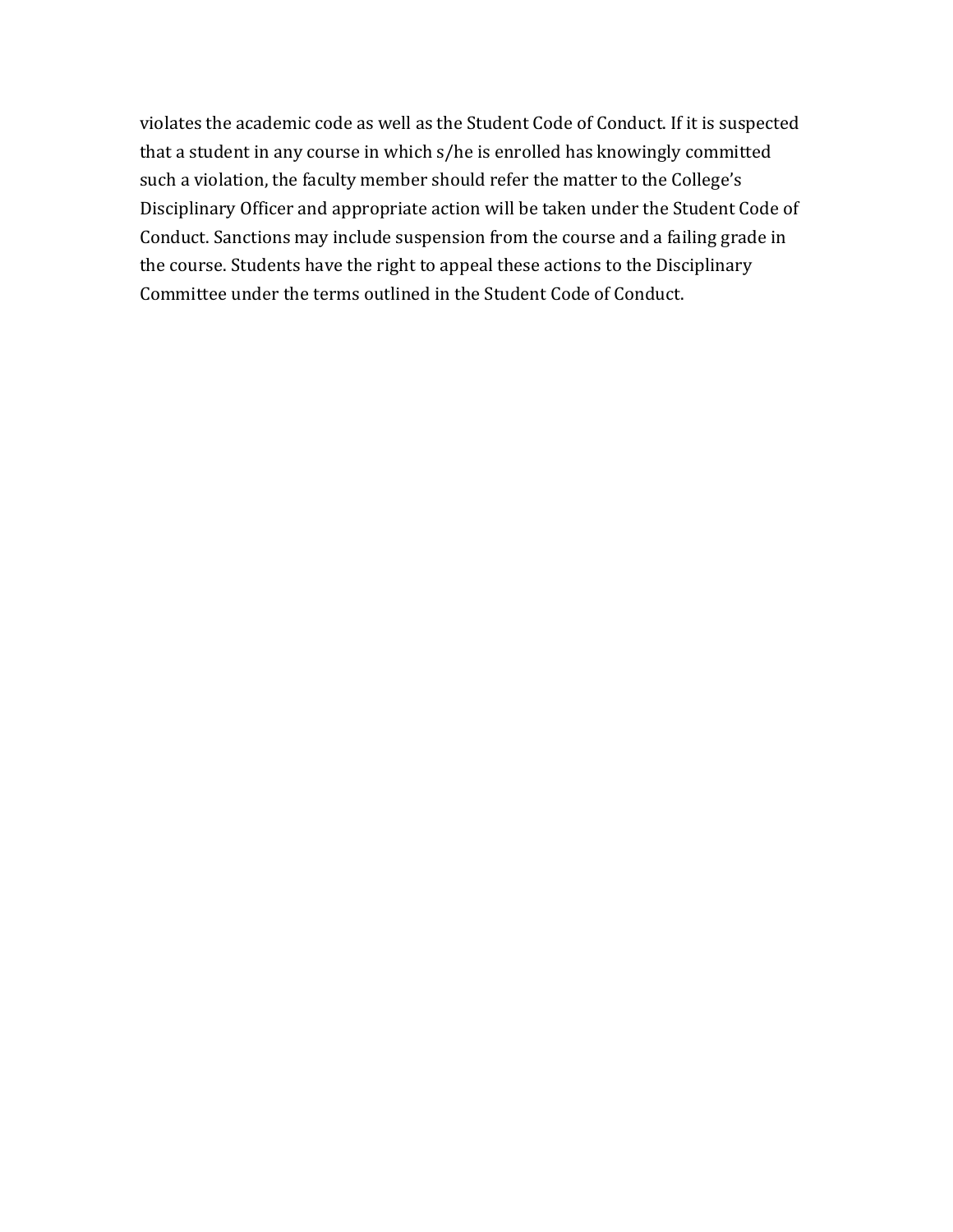violates the academic code as well as the Student Code of Conduct. If it is suspected that a student in any course in which s/he is enrolled has knowingly committed such a violation, the faculty member should refer the matter to the College's Disciplinary Officer and appropriate action will be taken under the Student Code of Conduct. Sanctions may include suspension from the course and a failing grade in the course. Students have the right to appeal these actions to the Disciplinary Committee under the terms outlined in the Student Code of Conduct.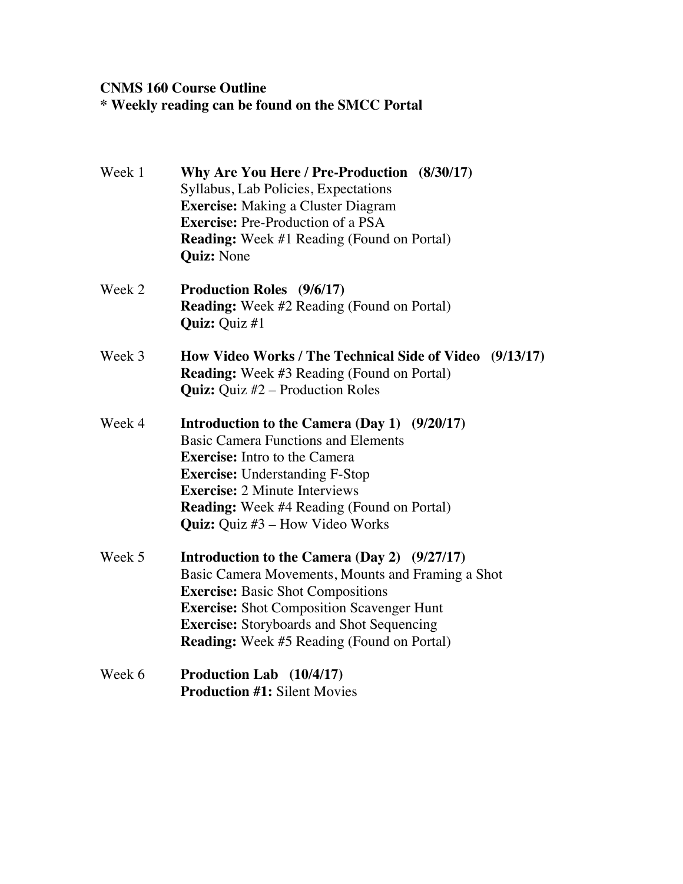**CNMS 160 Course Outline**
**\* Weekly reading can be found on the SMCC Portal**

Week 1 **Why Are You Here / Pre-Production (8/30/17)**
Syllabus, Lab Policies, Expectations
**Exercise:** Making a Cluster Diagram
**Exercise:** Pre-Production of a PSA
**Reading:** Week #1 Reading (Found on Portal)
**Quiz:** None

Week 2 **Production Roles (9/6/17)**
**Reading:** Week #2 Reading (Found on Portal)
**Quiz:** Quiz #1

Week 3 **How Video Works / The Technical Side of Video (9/13/17)**
**Reading:** Week #3 Reading (Found on Portal)
**Quiz:** Quiz #2 – Production Roles

Week 4 **Introduction to the Camera (Day 1) (9/20/17)**
Basic Camera Functions and Elements
**Exercise:** Intro to the Camera
**Exercise:** Understanding F-Stop
**Exercise:** 2 Minute Interviews
**Reading:** Week #4 Reading (Found on Portal)
**Quiz:** Quiz #3 – How Video Works

Week 5 **Introduction to the Camera (Day 2) (9/27/17)**
Basic Camera Movements, Mounts and Framing a Shot
**Exercise:** Basic Shot Compositions
**Exercise:** Shot Composition Scavenger Hunt
**Exercise:** Storyboards and Shot Sequencing
**Reading:** Week #5 Reading (Found on Portal)

Week 6 **Production Lab (10/4/17)**
**Production #1:** Silent Movies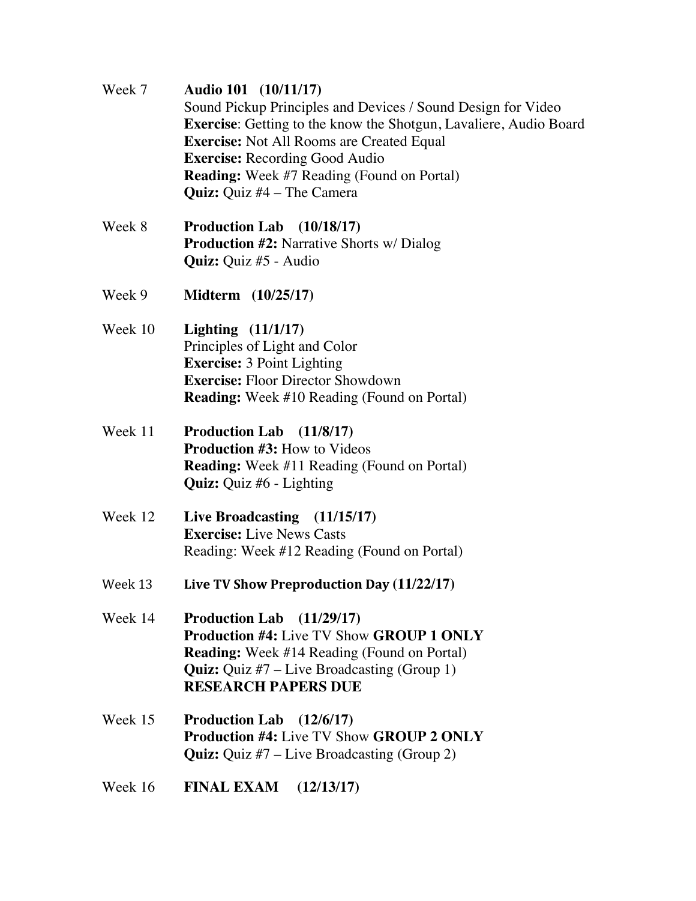Week 7 **Audio 101 (10/11/17)**
Sound Pickup Principles and Devices / Sound Design for Video
**Exercise**: Getting to the know the Shotgun, Lavaliere, Audio Board
**Exercise:** Not All Rooms are Created Equal
**Exercise:** Recording Good Audio
**Reading:** Week #7 Reading (Found on Portal)
**Quiz:** Quiz #4 – The Camera

Week 8 **Production Lab (10/18/17)**
**Production #2:** Narrative Shorts w/ Dialog
**Quiz:** Quiz #5 - Audio

Week 9 **Midterm (10/25/17)**

Week 10 **Lighting (11/1/17)**
Principles of Light and Color
**Exercise:** 3 Point Lighting
**Exercise:** Floor Director Showdown
**Reading:** Week #10 Reading (Found on Portal)

Week 11 **Production Lab (11/8/17)**
**Production #3:** How to Videos
**Reading:** Week #11 Reading (Found on Portal)
**Quiz:** Quiz #6 - Lighting

Week 12 **Live Broadcasting (11/15/17)**
**Exercise:** Live News Casts
Reading: Week #12 Reading (Found on Portal)

Week 13 **Live TV Show Preproduction Day (11/22/17)**

Week 14 **Production Lab (11/29/17)**
**Production #4:** Live TV Show **GROUP 1 ONLY**
**Reading:** Week #14 Reading (Found on Portal)
**Quiz:** Quiz #7 – Live Broadcasting (Group 1)
**RESEARCH PAPERS DUE**

Week 15 **Production Lab (12/6/17)**
**Production #4:** Live TV Show **GROUP 2 ONLY**
**Quiz:** Quiz #7 – Live Broadcasting (Group 2)

Week 16 **FINAL EXAM (12/13/17)**